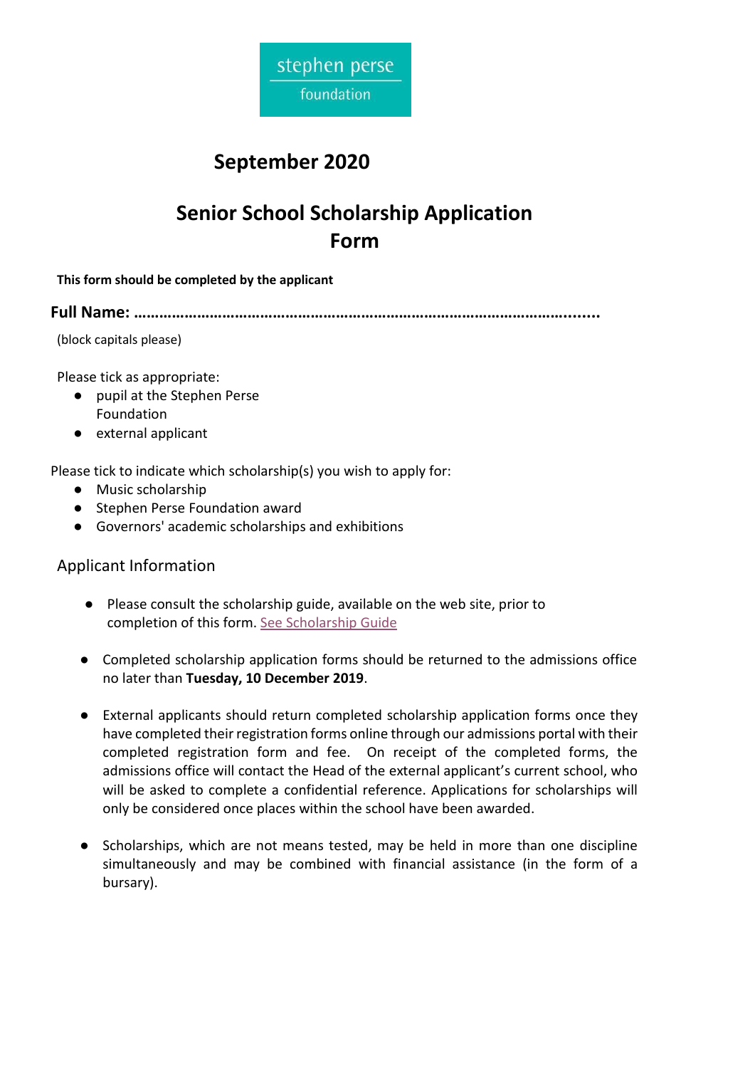stephen perse
foundation

# September 2020

# Senior School Scholarship Application Form

**This form should be completed by the applicant**

**Full Name: ……………………………………………………………………………………………......**

(block capitals please)

Please tick as appropriate:

- pupil at the Stephen Perse Foundation
- external applicant

Please tick to indicate which scholarship(s) you wish to apply for:

- Music scholarship
- Stephen Perse Foundation award
- Governors' academic scholarships and exhibitions

## Applicant Information

- Please consult the scholarship guide, available on the web site, prior to completion of this form. See Scholarship Guide

- Completed scholarship application forms should be returned to the admissions office no later than **Tuesday, 10 December 2019**.

- External applicants should return completed scholarship application forms once they have completed their registration forms online through our admissions portal with their completed registration form and fee. On receipt of the completed forms, the admissions office will contact the Head of the external applicant's current school, who will be asked to complete a confidential reference. Applications for scholarships will only be considered once places within the school have been awarded.

- Scholarships, which are not means tested, may be held in more than one discipline simultaneously and may be combined with financial assistance (in the form of a bursary).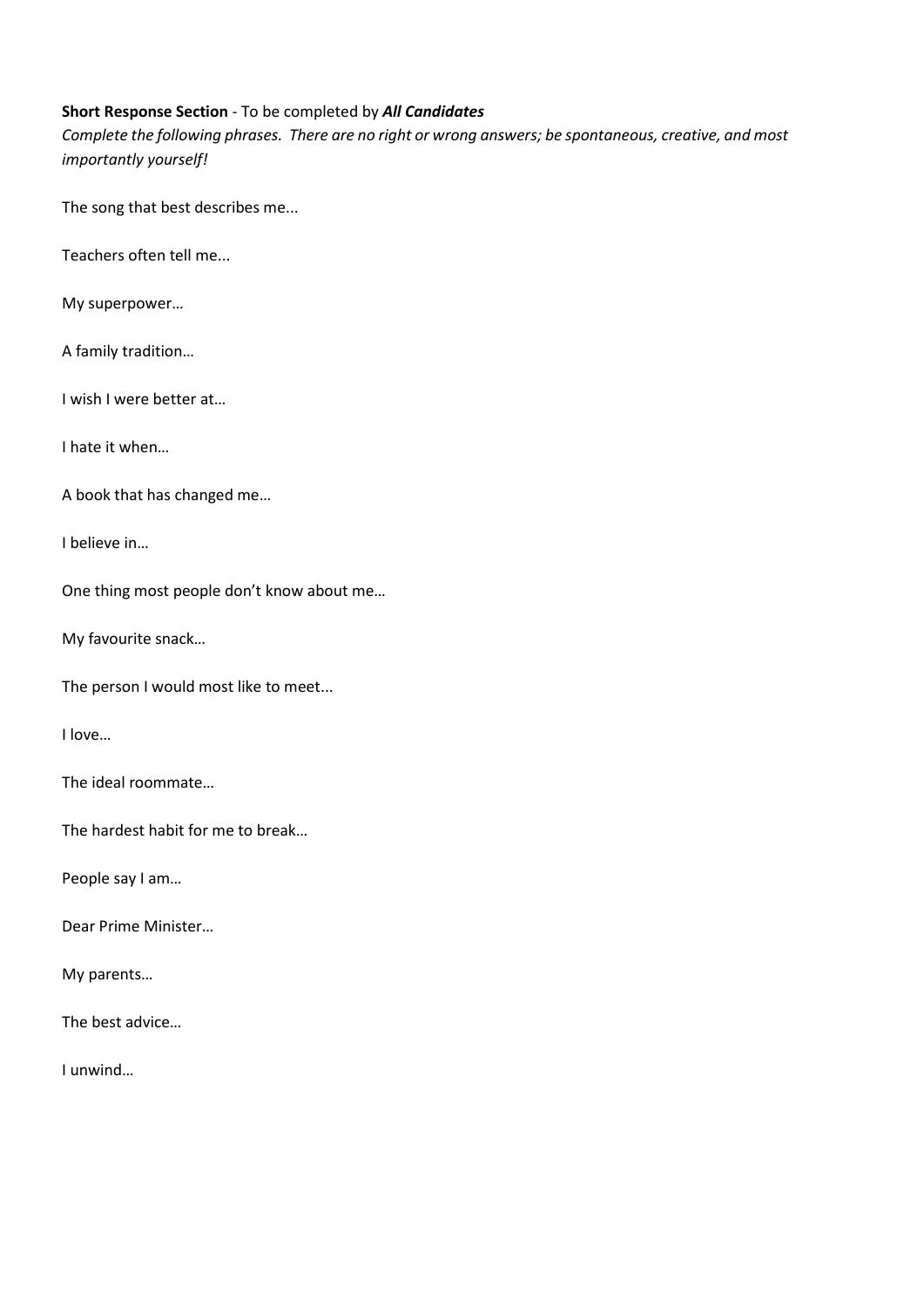**Short Response Section** - To be completed by ***All Candidates***

*Complete the following phrases. There are no right or wrong answers; be spontaneous, creative, and most importantly yourself!*

The song that best describes me...

Teachers often tell me...

My superpower…

A family tradition…

I wish I were better at…

I hate it when…

A book that has changed me…

I believe in…

One thing most people don't know about me…

My favourite snack…

The person I would most like to meet...

I love…

The ideal roommate…

The hardest habit for me to break…

People say I am…

Dear Prime Minister…

My parents…

The best advice…

I unwind…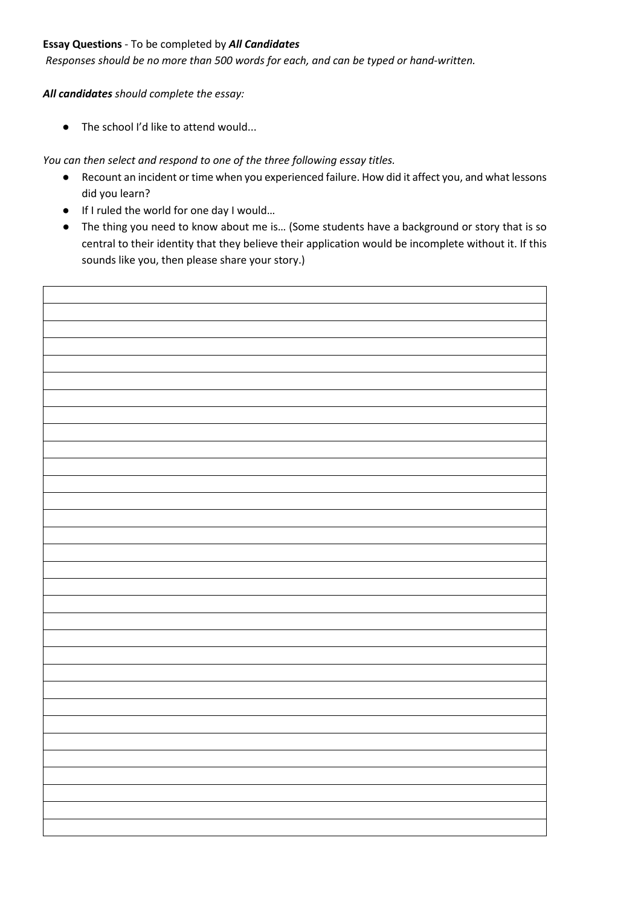**Essay Questions** - To be completed by ***All Candidates***

*Responses should be no more than 500 words for each, and can be typed or hand-written.*

***All candidates** should complete the essay:*

- The school I'd like to attend would...

*You can then select and respond to one of the three following essay titles.*

- Recount an incident or time when you experienced failure. How did it affect you, and what lessons did you learn?
- If I ruled the world for one day I would…
- The thing you need to know about me is… (Some students have a background or story that is so central to their identity that they believe their application would be incomplete without it. If this sounds like you, then please share your story.)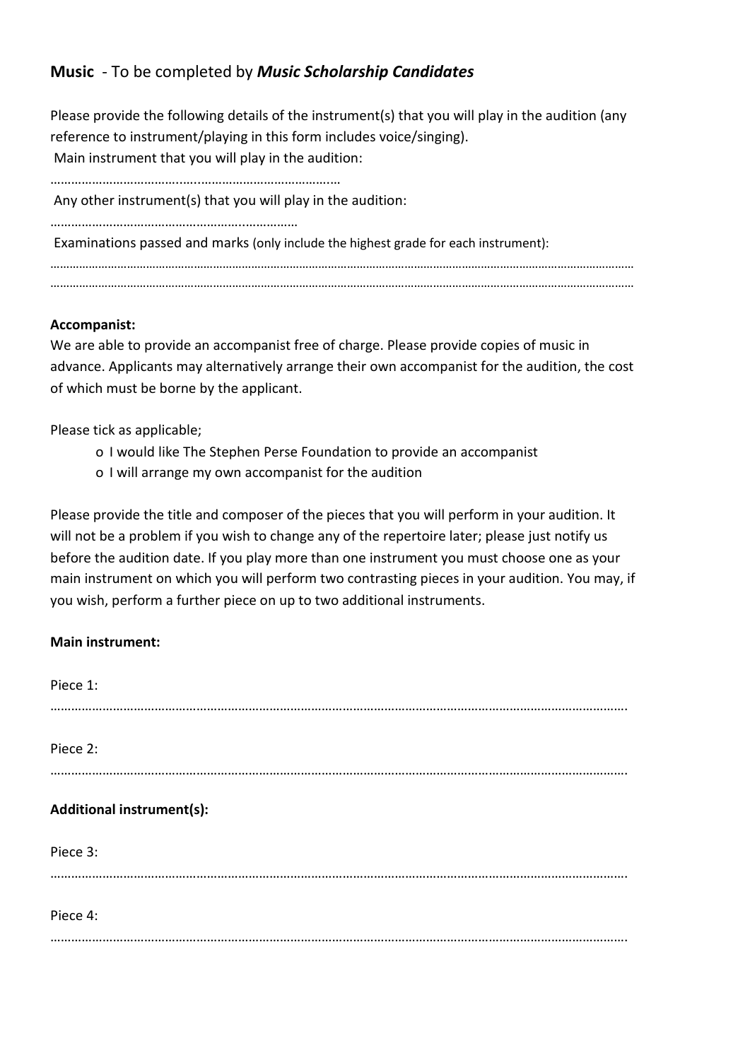## **Music** - To be completed by ***Music Scholarship Candidates***

Please provide the following details of the instrument(s) that you will play in the audition (any reference to instrument/playing in this form includes voice/singing).

Main instrument that you will play in the audition:

………………………………………………………………………

Any other instrument(s) that you will play in the audition:

…………………………………………………………………

Examinations passed and marks (only include the highest grade for each instrument):

……………………………………………………………………………………………………………………………………………………………

……………………………………………………………………………………………………………………………………………………………

**Accompanist:**

We are able to provide an accompanist free of charge. Please provide copies of music in advance. Applicants may alternatively arrange their own accompanist for the audition, the cost of which must be borne by the applicant.

Please tick as applicable;

- o I would like The Stephen Perse Foundation to provide an accompanist
- o I will arrange my own accompanist for the audition

Please provide the title and composer of the pieces that you will perform in your audition. It will not be a problem if you wish to change any of the repertoire later; please just notify us before the audition date. If you play more than one instrument you must choose one as your main instrument on which you will perform two contrasting pieces in your audition. You may, if you wish, perform a further piece on up to two additional instruments.

**Main instrument:**

Piece 1:

……………………………………………………………………………………………………………………………………………………

Piece 2:

……………………………………………………………………………………………………………………………………………………

**Additional instrument(s):**

Piece 3:

……………………………………………………………………………………………………………………………………………………

Piece 4:

……………………………………………………………………………………………………………………………………………………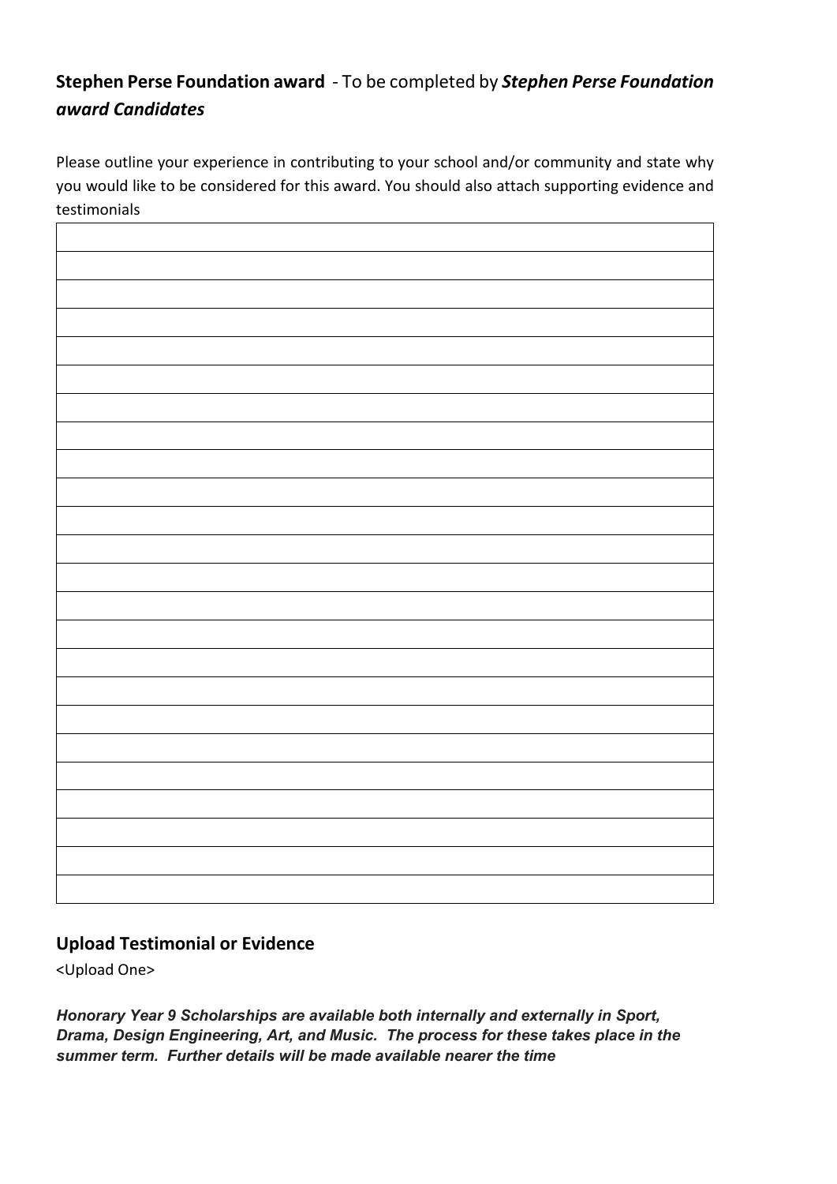**Stephen Perse Foundation award** - To be completed by ***Stephen Perse Foundation award Candidates***

Please outline your experience in contributing to your school and/or community and state why you would like to be considered for this award. You should also attach supporting evidence and testimonials

| |
|---|
| |
| |
| |
| |
| |
| |
| |
| |
| |
| |
| |
| |
| |
| |
| |
| |
| |
| |
| |
| |
| |
| |
| |

## Upload Testimonial or Evidence

<Upload One>

***Honorary Year 9 Scholarships are available both internally and externally in Sport, Drama, Design Engineering, Art, and Music. The process for these takes place in the summer term. Further details will be made available nearer the time***